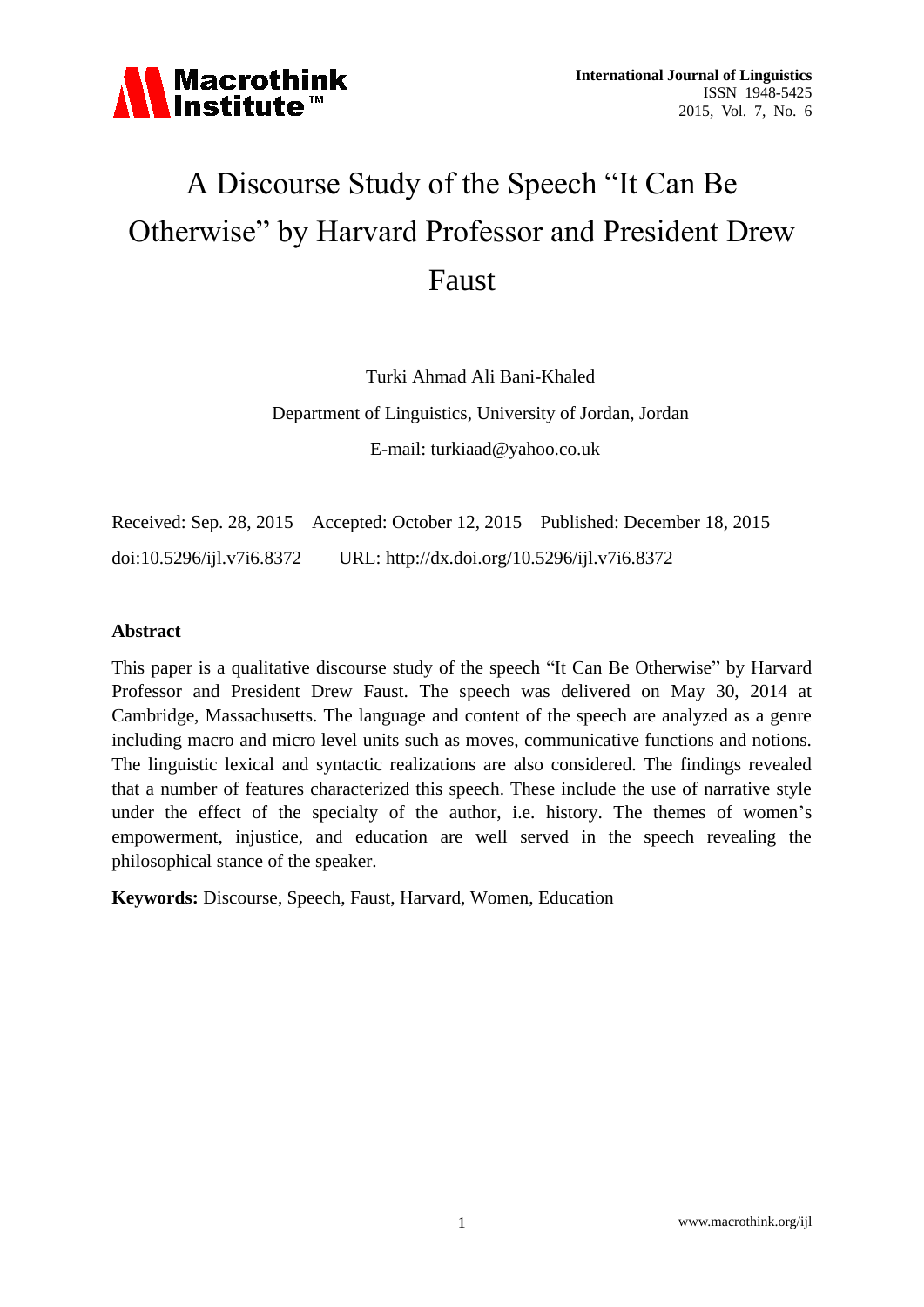# A Discourse Study of the Speech "It Can Be Otherwise" by Harvard Professor and President Drew Faust

Turki Ahmad Ali Bani-Khaled

Department of Linguistics, University of Jordan, Jordan

E-mail: turkiaad@yahoo.co.uk

Received: Sep. 28, 2015 Accepted: October 12, 2015 Published: December 18, 2015

doi:10.5296/ijl.v7i6.8372 URL: http://dx.doi.org/10.5296/ijl.v7i6.8372

## Abstract

This paper is a qualitative discourse study of the speech "It Can Be Otherwise" by Harvard Professor and President Drew Faust. The speech was delivered on May 30, 2014 at Cambridge, Massachusetts. The language and content of the speech are analyzed as a genre including macro and micro level units such as moves, communicative functions and notions. The linguistic lexical and syntactic realizations are also considered. The findings revealed that a number of features characterized this speech. These include the use of narrative style under the effect of the specialty of the author, i.e. history. The themes of women's empowerment, injustice, and education are well served in the speech revealing the philosophical stance of the speaker.

**Keywords:** Discourse, Speech, Faust, Harvard, Women, Education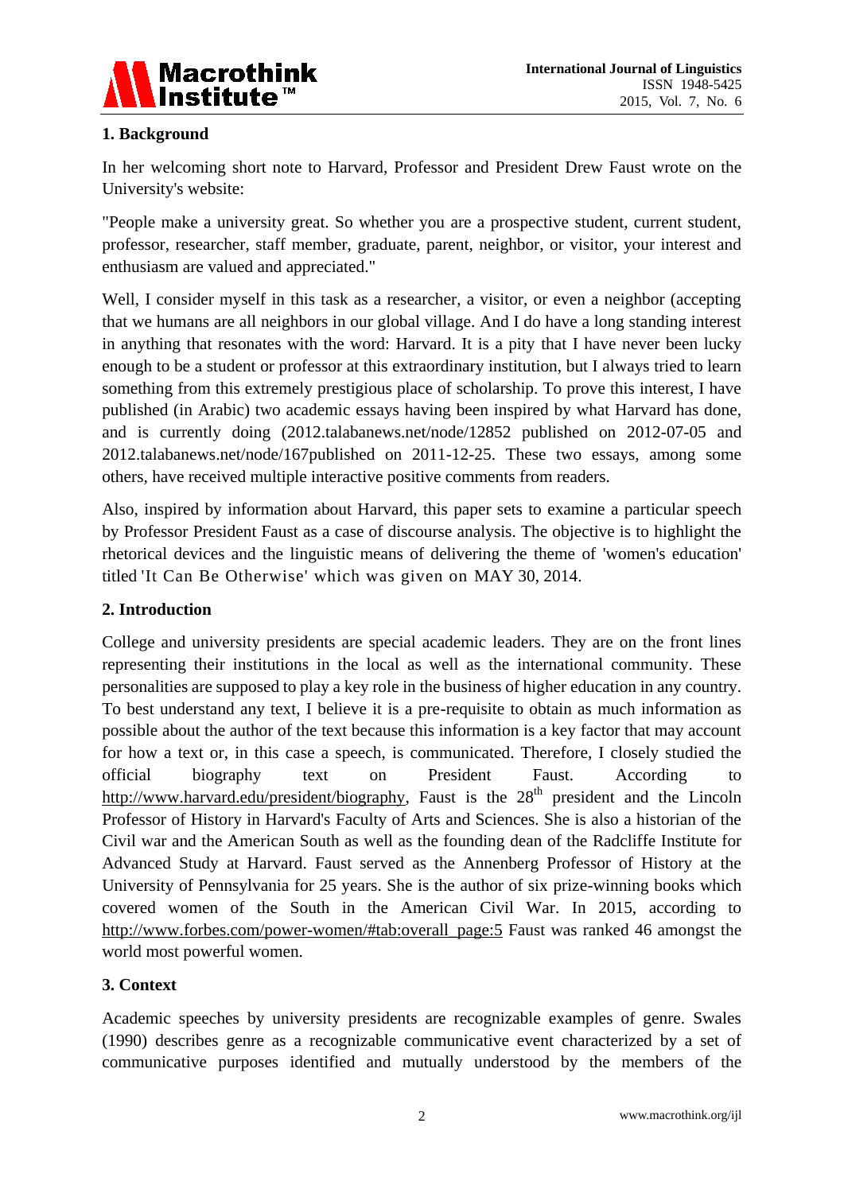## 1. Background

In her welcoming short note to Harvard, Professor and President Drew Faust wrote on the University's website:

"People make a university great. So whether you are a prospective student, current student, professor, researcher, staff member, graduate, parent, neighbor, or visitor, your interest and enthusiasm are valued and appreciated."

Well, I consider myself in this task as a researcher, a visitor, or even a neighbor (accepting that we humans are all neighbors in our global village. And I do have a long standing interest in anything that resonates with the word: Harvard. It is a pity that I have never been lucky enough to be a student or professor at this extraordinary institution, but I always tried to learn something from this extremely prestigious place of scholarship. To prove this interest, I have published (in Arabic) two academic essays having been inspired by what Harvard has done, and is currently doing (2012.talabanews.net/node/12852 published on 2012-07-05 and 2012.talabanews.net/node/167published on 2011-12-25. These two essays, among some others, have received multiple interactive positive comments from readers.

Also, inspired by information about Harvard, this paper sets to examine a particular speech by Professor President Faust as a case of discourse analysis. The objective is to highlight the rhetorical devices and the linguistic means of delivering the theme of 'women's education' titled 'It Can Be Otherwise' which was given on MAY 30, 2014.

## 2. Introduction

College and university presidents are special academic leaders. They are on the front lines representing their institutions in the local as well as the international community. These personalities are supposed to play a key role in the business of higher education in any country. To best understand any text, I believe it is a pre-requisite to obtain as much information as possible about the author of the text because this information is a key factor that may account for how a text or, in this case a speech, is communicated. Therefore, I closely studied the official biography text on President Faust. According to http://www.harvard.edu/president/biography, Faust is the 28th president and the Lincoln Professor of History in Harvard's Faculty of Arts and Sciences. She is also a historian of the Civil war and the American South as well as the founding dean of the Radcliffe Institute for Advanced Study at Harvard. Faust served as the Annenberg Professor of History at the University of Pennsylvania for 25 years. She is the author of six prize-winning books which covered women of the South in the American Civil War. In 2015, according to http://www.forbes.com/power-women/#tab:overall_page:5 Faust was ranked 46 amongst the world most powerful women.

## 3. Context

Academic speeches by university presidents are recognizable examples of genre. Swales (1990) describes genre as a recognizable communicative event characterized by a set of communicative purposes identified and mutually understood by the members of the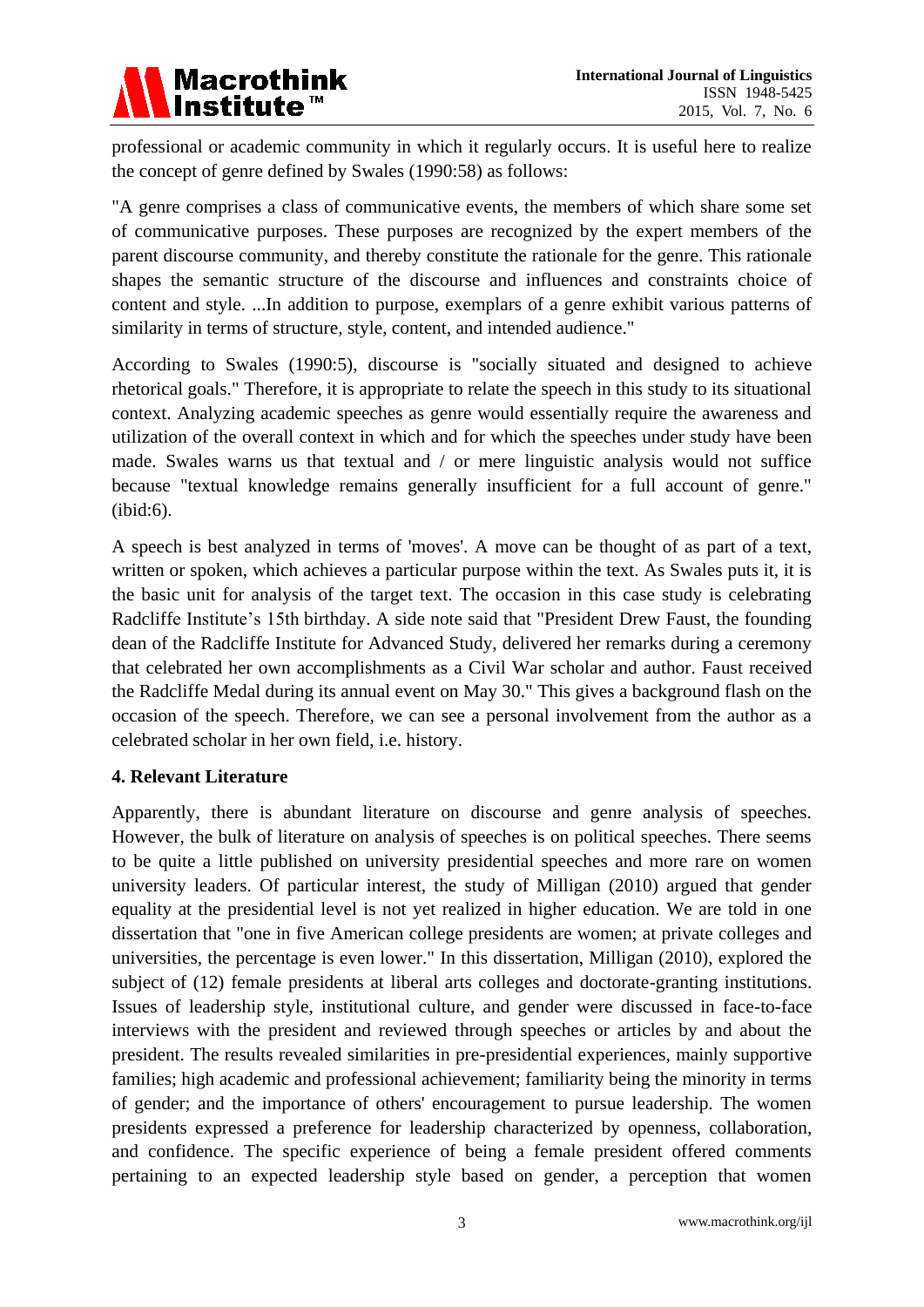professional or academic community in which it regularly occurs. It is useful here to realize the concept of genre defined by Swales (1990:58) as follows:

"A genre comprises a class of communicative events, the members of which share some set of communicative purposes. These purposes are recognized by the expert members of the parent discourse community, and thereby constitute the rationale for the genre. This rationale shapes the semantic structure of the discourse and influences and constraints choice of content and style. ...In addition to purpose, exemplars of a genre exhibit various patterns of similarity in terms of structure, style, content, and intended audience."

According to Swales (1990:5), discourse is "socially situated and designed to achieve rhetorical goals." Therefore, it is appropriate to relate the speech in this study to its situational context. Analyzing academic speeches as genre would essentially require the awareness and utilization of the overall context in which and for which the speeches under study have been made. Swales warns us that textual and / or mere linguistic analysis would not suffice because "textual knowledge remains generally insufficient for a full account of genre." (ibid:6).

A speech is best analyzed in terms of 'moves'. A move can be thought of as part of a text, written or spoken, which achieves a particular purpose within the text. As Swales puts it, it is the basic unit for analysis of the target text. The occasion in this case study is celebrating Radcliffe Institute's 15th birthday. A side note said that "President Drew Faust, the founding dean of the Radcliffe Institute for Advanced Study, delivered her remarks during a ceremony that celebrated her own accomplishments as a Civil War scholar and author. Faust received the Radcliffe Medal during its annual event on May 30." This gives a background flash on the occasion of the speech. Therefore, we can see a personal involvement from the author as a celebrated scholar in her own field, i.e. history.

## 4. Relevant Literature

Apparently, there is abundant literature on discourse and genre analysis of speeches. However, the bulk of literature on analysis of speeches is on political speeches. There seems to be quite a little published on university presidential speeches and more rare on women university leaders. Of particular interest, the study of Milligan (2010) argued that gender equality at the presidential level is not yet realized in higher education. We are told in one dissertation that "one in five American college presidents are women; at private colleges and universities, the percentage is even lower." In this dissertation, Milligan (2010), explored the subject of (12) female presidents at liberal arts colleges and doctorate-granting institutions. Issues of leadership style, institutional culture, and gender were discussed in face-to-face interviews with the president and reviewed through speeches or articles by and about the president. The results revealed similarities in pre-presidential experiences, mainly supportive families; high academic and professional achievement; familiarity being the minority in terms of gender; and the importance of others' encouragement to pursue leadership. The women presidents expressed a preference for leadership characterized by openness, collaboration, and confidence. The specific experience of being a female president offered comments pertaining to an expected leadership style based on gender, a perception that women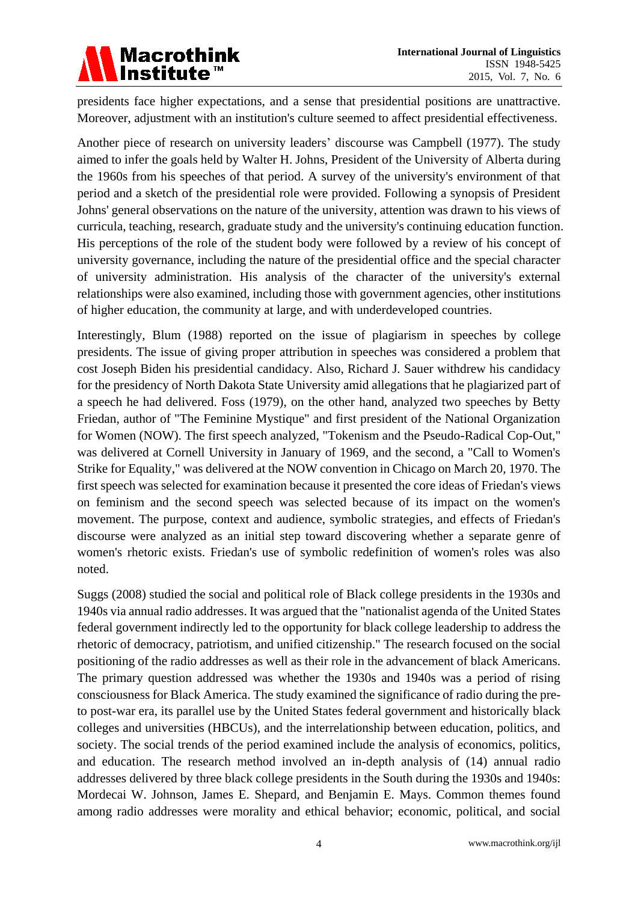presidents face higher expectations, and a sense that presidential positions are unattractive. Moreover, adjustment with an institution's culture seemed to affect presidential effectiveness.

Another piece of research on university leaders' discourse was Campbell (1977). The study aimed to infer the goals held by Walter H. Johns, President of the University of Alberta during the 1960s from his speeches of that period. A survey of the university's environment of that period and a sketch of the presidential role were provided. Following a synopsis of President Johns' general observations on the nature of the university, attention was drawn to his views of curricula, teaching, research, graduate study and the university's continuing education function. His perceptions of the role of the student body were followed by a review of his concept of university governance, including the nature of the presidential office and the special character of university administration. His analysis of the character of the university's external relationships were also examined, including those with government agencies, other institutions of higher education, the community at large, and with underdeveloped countries.

Interestingly, Blum (1988) reported on the issue of plagiarism in speeches by college presidents. The issue of giving proper attribution in speeches was considered a problem that cost Joseph Biden his presidential candidacy. Also, Richard J. Sauer withdrew his candidacy for the presidency of North Dakota State University amid allegations that he plagiarized part of a speech he had delivered. Foss (1979), on the other hand, analyzed two speeches by Betty Friedan, author of "The Feminine Mystique" and first president of the National Organization for Women (NOW). The first speech analyzed, "Tokenism and the Pseudo-Radical Cop-Out," was delivered at Cornell University in January of 1969, and the second, a "Call to Women's Strike for Equality," was delivered at the NOW convention in Chicago on March 20, 1970. The first speech was selected for examination because it presented the core ideas of Friedan's views on feminism and the second speech was selected because of its impact on the women's movement. The purpose, context and audience, symbolic strategies, and effects of Friedan's discourse were analyzed as an initial step toward discovering whether a separate genre of women's rhetoric exists. Friedan's use of symbolic redefinition of women's roles was also noted.

Suggs (2008) studied the social and political role of Black college presidents in the 1930s and 1940s via annual radio addresses. It was argued that the "nationalist agenda of the United States federal government indirectly led to the opportunity for black college leadership to address the rhetoric of democracy, patriotism, and unified citizenship." The research focused on the social positioning of the radio addresses as well as their role in the advancement of black Americans. The primary question addressed was whether the 1930s and 1940s was a period of rising consciousness for Black America. The study examined the significance of radio during the pre- to post-war era, its parallel use by the United States federal government and historically black colleges and universities (HBCUs), and the interrelationship between education, politics, and society. The social trends of the period examined include the analysis of economics, politics, and education. The research method involved an in-depth analysis of (14) annual radio addresses delivered by three black college presidents in the South during the 1930s and 1940s: Mordecai W. Johnson, James E. Shepard, and Benjamin E. Mays. Common themes found among radio addresses were morality and ethical behavior; economic, political, and social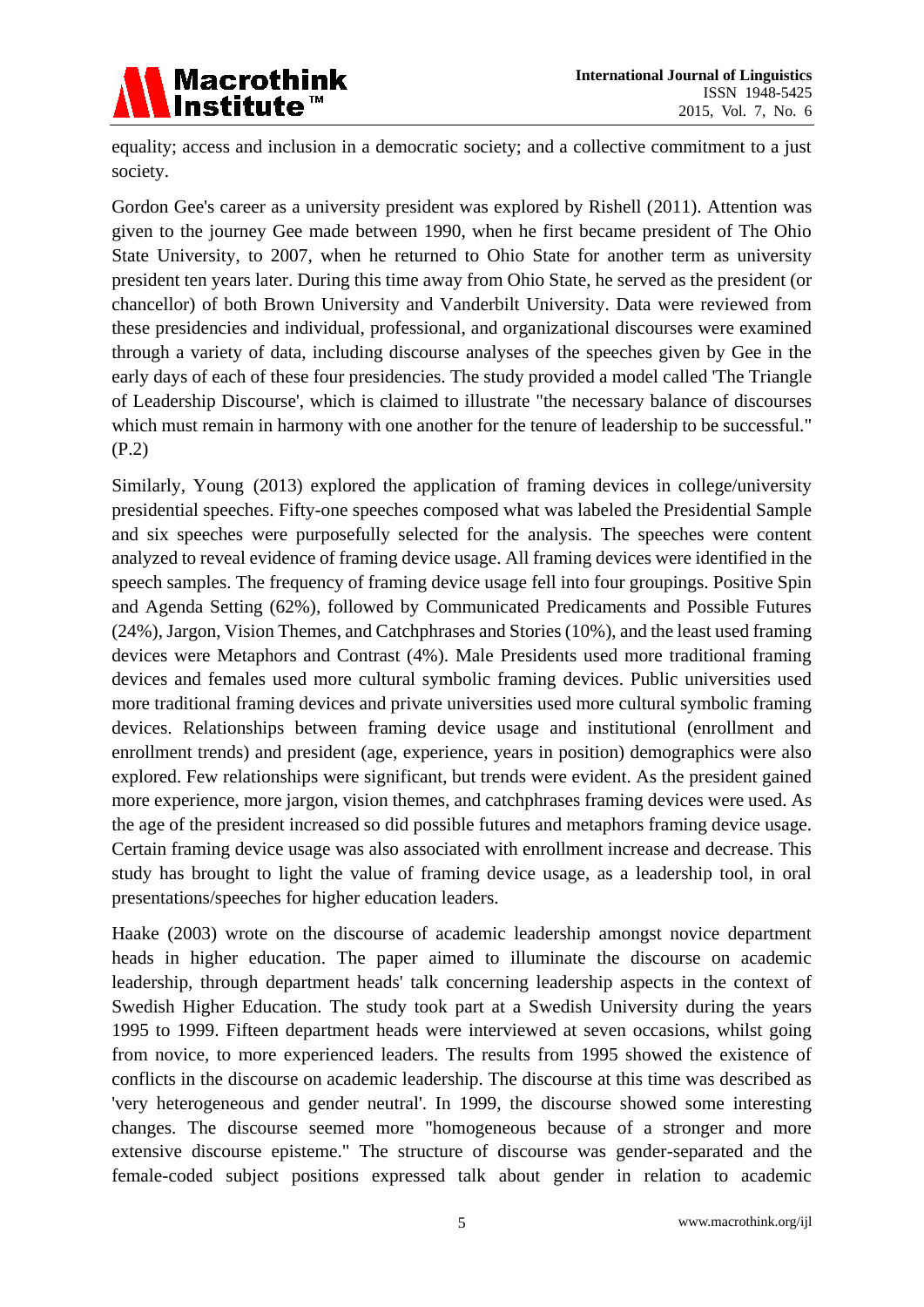equality; access and inclusion in a democratic society; and a collective commitment to a just society.

Gordon Gee's career as a university president was explored by Rishell (2011). Attention was given to the journey Gee made between 1990, when he first became president of The Ohio State University, to 2007, when he returned to Ohio State for another term as university president ten years later. During this time away from Ohio State, he served as the president (or chancellor) of both Brown University and Vanderbilt University. Data were reviewed from these presidencies and individual, professional, and organizational discourses were examined through a variety of data, including discourse analyses of the speeches given by Gee in the early days of each of these four presidencies. The study provided a model called 'The Triangle of Leadership Discourse', which is claimed to illustrate "the necessary balance of discourses which must remain in harmony with one another for the tenure of leadership to be successful." (P.2)

Similarly, Young (2013) explored the application of framing devices in college/university presidential speeches. Fifty-one speeches composed what was labeled the Presidential Sample and six speeches were purposefully selected for the analysis. The speeches were content analyzed to reveal evidence of framing device usage. All framing devices were identified in the speech samples. The frequency of framing device usage fell into four groupings. Positive Spin and Agenda Setting (62%), followed by Communicated Predicaments and Possible Futures (24%), Jargon, Vision Themes, and Catchphrases and Stories (10%), and the least used framing devices were Metaphors and Contrast (4%). Male Presidents used more traditional framing devices and females used more cultural symbolic framing devices. Public universities used more traditional framing devices and private universities used more cultural symbolic framing devices. Relationships between framing device usage and institutional (enrollment and enrollment trends) and president (age, experience, years in position) demographics were also explored. Few relationships were significant, but trends were evident. As the president gained more experience, more jargon, vision themes, and catchphrases framing devices were used. As the age of the president increased so did possible futures and metaphors framing device usage. Certain framing device usage was also associated with enrollment increase and decrease. This study has brought to light the value of framing device usage, as a leadership tool, in oral presentations/speeches for higher education leaders.

Haake (2003) wrote on the discourse of academic leadership amongst novice department heads in higher education. The paper aimed to illuminate the discourse on academic leadership, through department heads' talk concerning leadership aspects in the context of Swedish Higher Education. The study took part at a Swedish University during the years 1995 to 1999. Fifteen department heads were interviewed at seven occasions, whilst going from novice, to more experienced leaders. The results from 1995 showed the existence of conflicts in the discourse on academic leadership. The discourse at this time was described as 'very heterogeneous and gender neutral'. In 1999, the discourse showed some interesting changes. The discourse seemed more "homogeneous because of a stronger and more extensive discourse episteme." The structure of discourse was gender-separated and the female-coded subject positions expressed talk about gender in relation to academic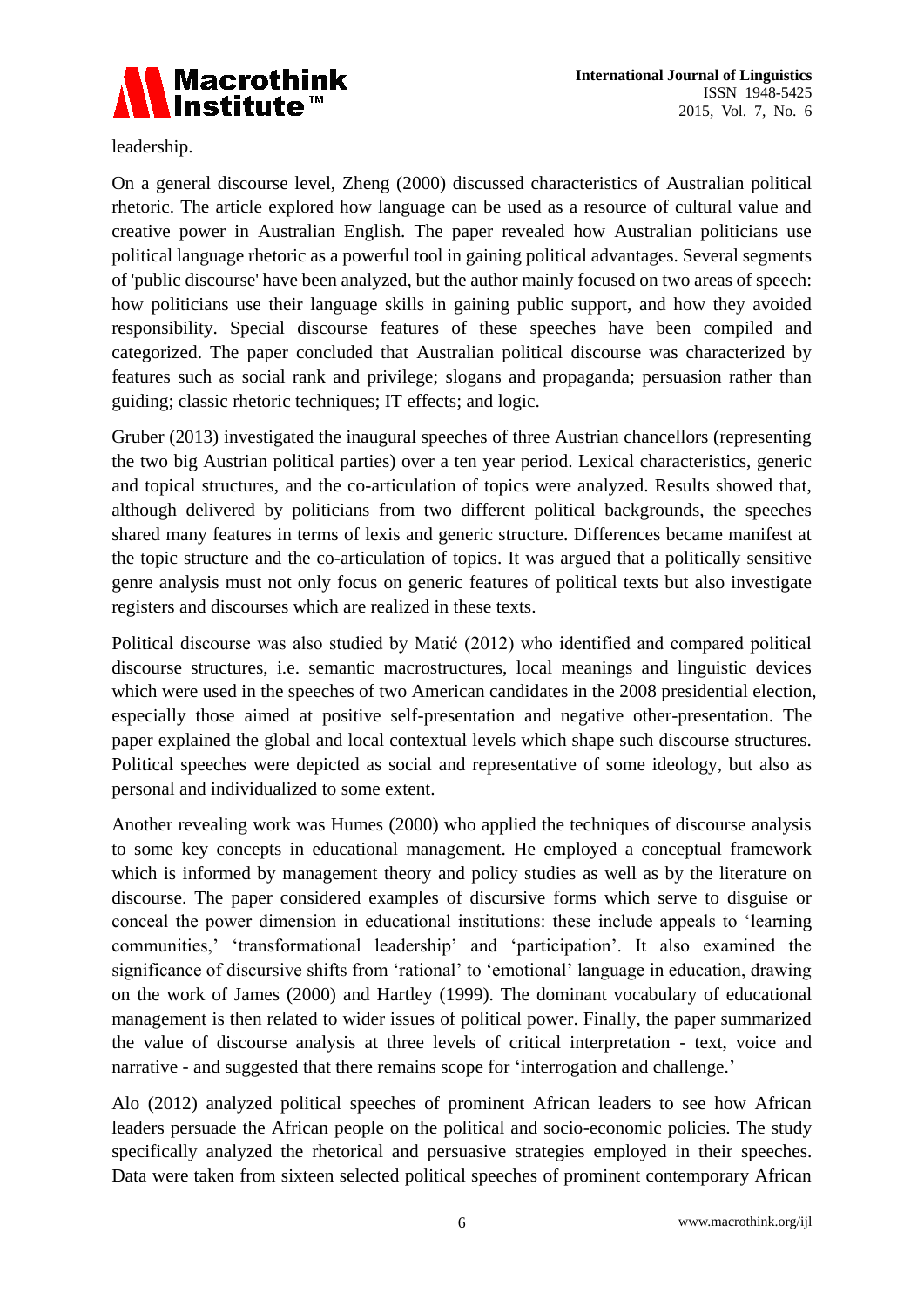leadership.

On a general discourse level, Zheng (2000) discussed characteristics of Australian political rhetoric. The article explored how language can be used as a resource of cultural value and creative power in Australian English. The paper revealed how Australian politicians use political language rhetoric as a powerful tool in gaining political advantages. Several segments of 'public discourse' have been analyzed, but the author mainly focused on two areas of speech: how politicians use their language skills in gaining public support, and how they avoided responsibility. Special discourse features of these speeches have been compiled and categorized. The paper concluded that Australian political discourse was characterized by features such as social rank and privilege; slogans and propaganda; persuasion rather than guiding; classic rhetoric techniques; IT effects; and logic.

Gruber (2013) investigated the inaugural speeches of three Austrian chancellors (representing the two big Austrian political parties) over a ten year period. Lexical characteristics, generic and topical structures, and the co-articulation of topics were analyzed. Results showed that, although delivered by politicians from two different political backgrounds, the speeches shared many features in terms of lexis and generic structure. Differences became manifest at the topic structure and the co-articulation of topics. It was argued that a politically sensitive genre analysis must not only focus on generic features of political texts but also investigate registers and discourses which are realized in these texts.

Political discourse was also studied by Matić (2012) who identified and compared political discourse structures, i.e. semantic macrostructures, local meanings and linguistic devices which were used in the speeches of two American candidates in the 2008 presidential election, especially those aimed at positive self-presentation and negative other-presentation. The paper explained the global and local contextual levels which shape such discourse structures. Political speeches were depicted as social and representative of some ideology, but also as personal and individualized to some extent.

Another revealing work was Humes (2000) who applied the techniques of discourse analysis to some key concepts in educational management. He employed a conceptual framework which is informed by management theory and policy studies as well as by the literature on discourse. The paper considered examples of discursive forms which serve to disguise or conceal the power dimension in educational institutions: these include appeals to 'learning communities,' 'transformational leadership' and 'participation'. It also examined the significance of discursive shifts from 'rational' to 'emotional' language in education, drawing on the work of James (2000) and Hartley (1999). The dominant vocabulary of educational management is then related to wider issues of political power. Finally, the paper summarized the value of discourse analysis at three levels of critical interpretation - text, voice and narrative - and suggested that there remains scope for 'interrogation and challenge.'

Alo (2012) analyzed political speeches of prominent African leaders to see how African leaders persuade the African people on the political and socio-economic policies. The study specifically analyzed the rhetorical and persuasive strategies employed in their speeches. Data were taken from sixteen selected political speeches of prominent contemporary African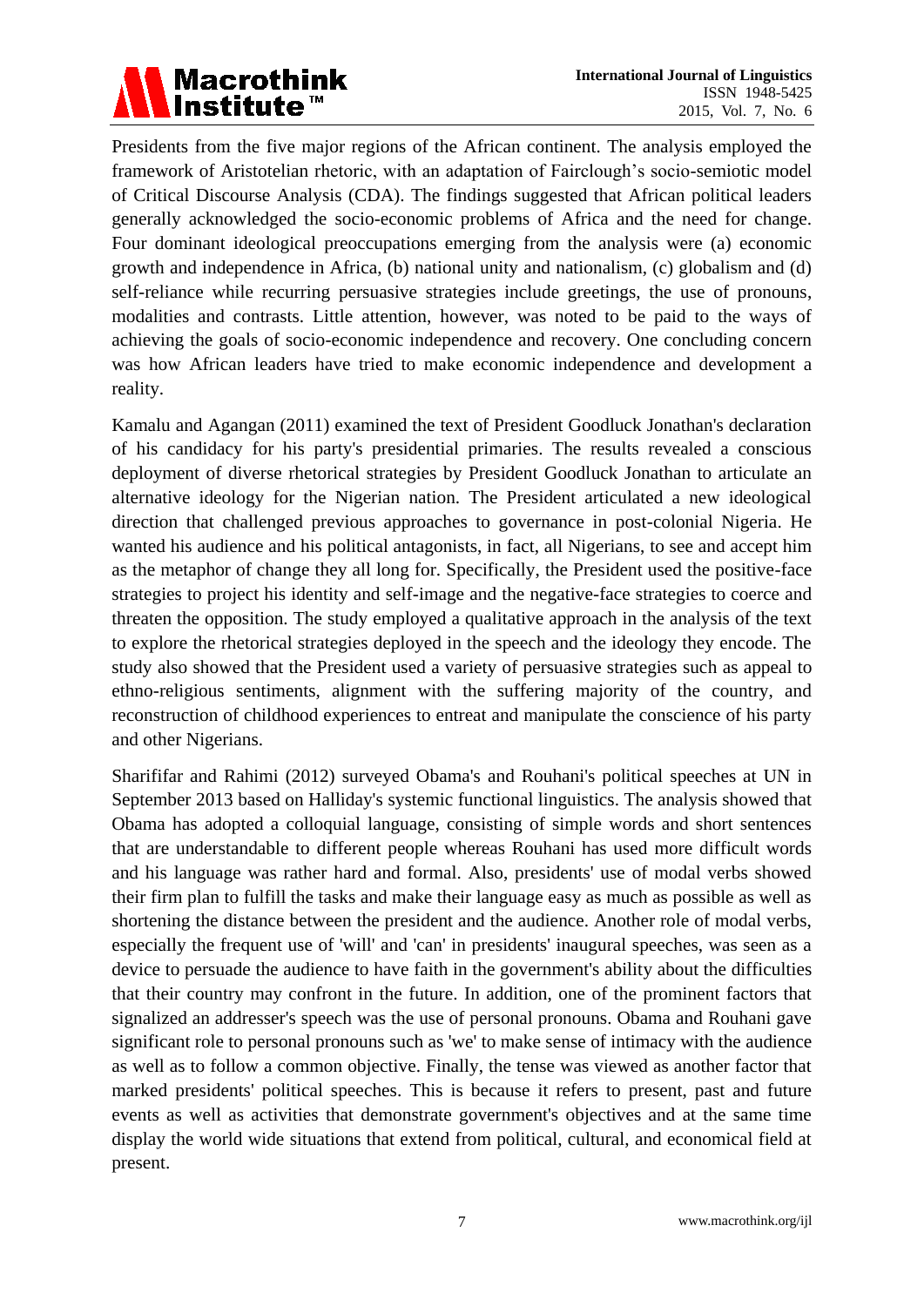Presidents from the five major regions of the African continent. The analysis employed the framework of Aristotelian rhetoric, with an adaptation of Fairclough's socio-semiotic model of Critical Discourse Analysis (CDA). The findings suggested that African political leaders generally acknowledged the socio-economic problems of Africa and the need for change. Four dominant ideological preoccupations emerging from the analysis were (a) economic growth and independence in Africa, (b) national unity and nationalism, (c) globalism and (d) self-reliance while recurring persuasive strategies include greetings, the use of pronouns, modalities and contrasts. Little attention, however, was noted to be paid to the ways of achieving the goals of socio-economic independence and recovery. One concluding concern was how African leaders have tried to make economic independence and development a reality.

Kamalu and Agangan (2011) examined the text of President Goodluck Jonathan's declaration of his candidacy for his party's presidential primaries. The results revealed a conscious deployment of diverse rhetorical strategies by President Goodluck Jonathan to articulate an alternative ideology for the Nigerian nation. The President articulated a new ideological direction that challenged previous approaches to governance in post-colonial Nigeria. He wanted his audience and his political antagonists, in fact, all Nigerians, to see and accept him as the metaphor of change they all long for. Specifically, the President used the positive-face strategies to project his identity and self-image and the negative-face strategies to coerce and threaten the opposition. The study employed a qualitative approach in the analysis of the text to explore the rhetorical strategies deployed in the speech and the ideology they encode. The study also showed that the President used a variety of persuasive strategies such as appeal to ethno-religious sentiments, alignment with the suffering majority of the country, and reconstruction of childhood experiences to entreat and manipulate the conscience of his party and other Nigerians.

Sharififar and Rahimi (2012) surveyed Obama's and Rouhani's political speeches at UN in September 2013 based on Halliday's systemic functional linguistics. The analysis showed that Obama has adopted a colloquial language, consisting of simple words and short sentences that are understandable to different people whereas Rouhani has used more difficult words and his language was rather hard and formal. Also, presidents' use of modal verbs showed their firm plan to fulfill the tasks and make their language easy as much as possible as well as shortening the distance between the president and the audience. Another role of modal verbs, especially the frequent use of 'will' and 'can' in presidents' inaugural speeches, was seen as a device to persuade the audience to have faith in the government's ability about the difficulties that their country may confront in the future. In addition, one of the prominent factors that signalized an addresser's speech was the use of personal pronouns. Obama and Rouhani gave significant role to personal pronouns such as 'we' to make sense of intimacy with the audience as well as to follow a common objective. Finally, the tense was viewed as another factor that marked presidents' political speeches. This is because it refers to present, past and future events as well as activities that demonstrate government's objectives and at the same time display the world wide situations that extend from political, cultural, and economical field at present.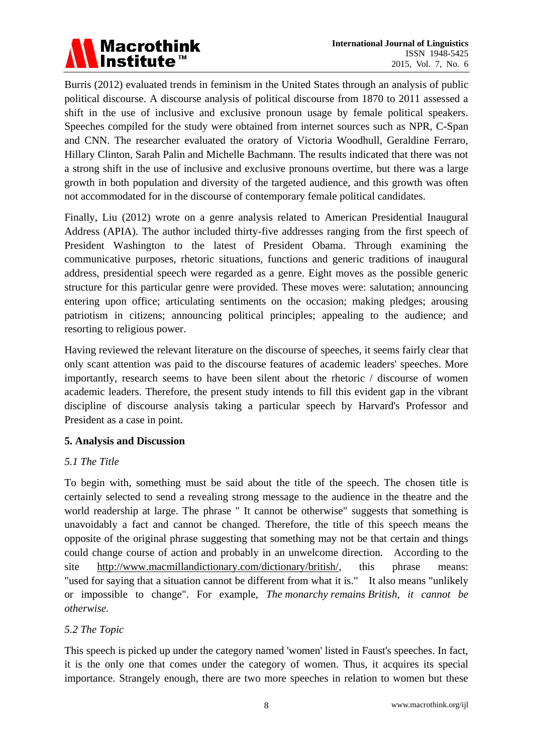Burris (2012) evaluated trends in feminism in the United States through an analysis of public political discourse. A discourse analysis of political discourse from 1870 to 2011 assessed a shift in the use of inclusive and exclusive pronoun usage by female political speakers. Speeches compiled for the study were obtained from internet sources such as NPR, C-Span and CNN. The researcher evaluated the oratory of Victoria Woodhull, Geraldine Ferraro, Hillary Clinton, Sarah Palin and Michelle Bachmann. The results indicated that there was not a strong shift in the use of inclusive and exclusive pronouns overtime, but there was a large growth in both population and diversity of the targeted audience, and this growth was often not accommodated for in the discourse of contemporary female political candidates.

Finally, Liu (2012) wrote on a genre analysis related to American Presidential Inaugural Address (APIA). The author included thirty-five addresses ranging from the first speech of President Washington to the latest of President Obama. Through examining the communicative purposes, rhetoric situations, functions and generic traditions of inaugural address, presidential speech were regarded as a genre. Eight moves as the possible generic structure for this particular genre were provided. These moves were: salutation; announcing entering upon office; articulating sentiments on the occasion; making pledges; arousing patriotism in citizens; announcing political principles; appealing to the audience; and resorting to religious power.

Having reviewed the relevant literature on the discourse of speeches, it seems fairly clear that only scant attention was paid to the discourse features of academic leaders' speeches. More importantly, research seems to have been silent about the rhetoric / discourse of women academic leaders. Therefore, the present study intends to fill this evident gap in the vibrant discipline of discourse analysis taking a particular speech by Harvard's Professor and President as a case in point.

## 5. Analysis and Discussion

### *5.1 The Title*

To begin with, something must be said about the title of the speech. The chosen title is certainly selected to send a revealing strong message to the audience in the theatre and the world readership at large. The phrase " It cannot be otherwise" suggests that something is unavoidably a fact and cannot be changed. Therefore, the title of this speech means the opposite of the original phrase suggesting that something may not be that certain and things could change course of action and probably in an unwelcome direction. According to the site http://www.macmillandictionary.com/dictionary/british/, this phrase means: "used for saying that a situation cannot be different from what it is." It also means "unlikely or impossible to change". For example, *The monarchy remains British, it cannot be otherwise.*

### *5.2 The Topic*

This speech is picked up under the category named 'women' listed in Faust's speeches. In fact, it is the only one that comes under the category of women. Thus, it acquires its special importance. Strangely enough, there are two more speeches in relation to women but these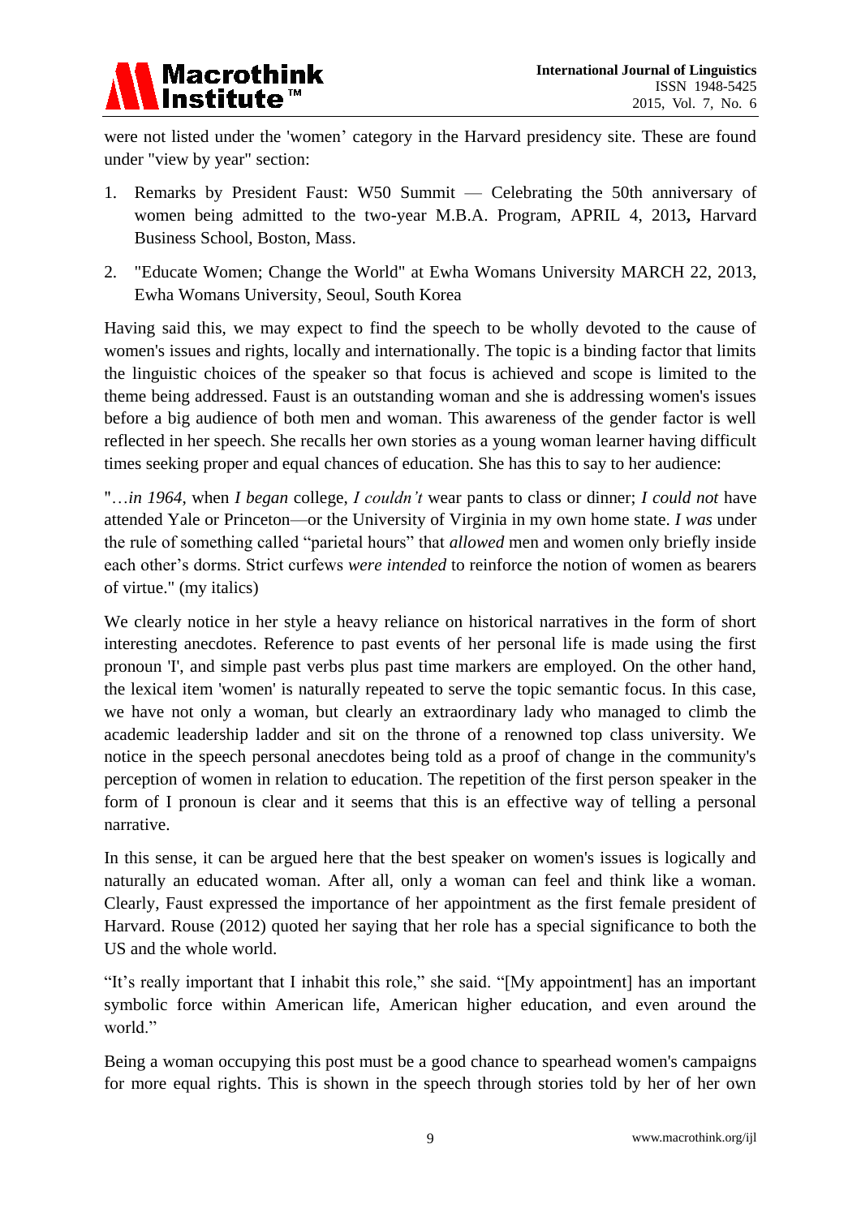were not listed under the 'women' category in the Harvard presidency site. These are found under "view by year" section:

1. Remarks by President Faust: W50 Summit — Celebrating the 50th anniversary of women being admitted to the two-year M.B.A. Program, APRIL 4, 2013**,** Harvard Business School, Boston, Mass.
2. "Educate Women; Change the World" at Ewha Womans University MARCH 22, 2013, Ewha Womans University, Seoul, South Korea

Having said this, we may expect to find the speech to be wholly devoted to the cause of women's issues and rights, locally and internationally. The topic is a binding factor that limits the linguistic choices of the speaker so that focus is achieved and scope is limited to the theme being addressed. Faust is an outstanding woman and she is addressing women's issues before a big audience of both men and woman. This awareness of the gender factor is well reflected in her speech. She recalls her own stories as a young woman learner having difficult times seeking proper and equal chances of education. She has this to say to her audience:

"…*in 1964*, when *I began* college, *I couldn't* wear pants to class or dinner; *I could not* have attended Yale or Princeton—or the University of Virginia in my own home state. *I was* under the rule of something called "parietal hours" that *allowed* men and women only briefly inside each other's dorms. Strict curfews *were intended* to reinforce the notion of women as bearers of virtue." (my italics)

We clearly notice in her style a heavy reliance on historical narratives in the form of short interesting anecdotes. Reference to past events of her personal life is made using the first pronoun 'I', and simple past verbs plus past time markers are employed. On the other hand, the lexical item 'women' is naturally repeated to serve the topic semantic focus. In this case, we have not only a woman, but clearly an extraordinary lady who managed to climb the academic leadership ladder and sit on the throne of a renowned top class university. We notice in the speech personal anecdotes being told as a proof of change in the community's perception of women in relation to education. The repetition of the first person speaker in the form of I pronoun is clear and it seems that this is an effective way of telling a personal narrative.

In this sense, it can be argued here that the best speaker on women's issues is logically and naturally an educated woman. After all, only a woman can feel and think like a woman. Clearly, Faust expressed the importance of her appointment as the first female president of Harvard. Rouse (2012) quoted her saying that her role has a special significance to both the US and the whole world.

"It's really important that I inhabit this role," she said. "[My appointment] has an important symbolic force within American life, American higher education, and even around the world."

Being a woman occupying this post must be a good chance to spearhead women's campaigns for more equal rights. This is shown in the speech through stories told by her of her own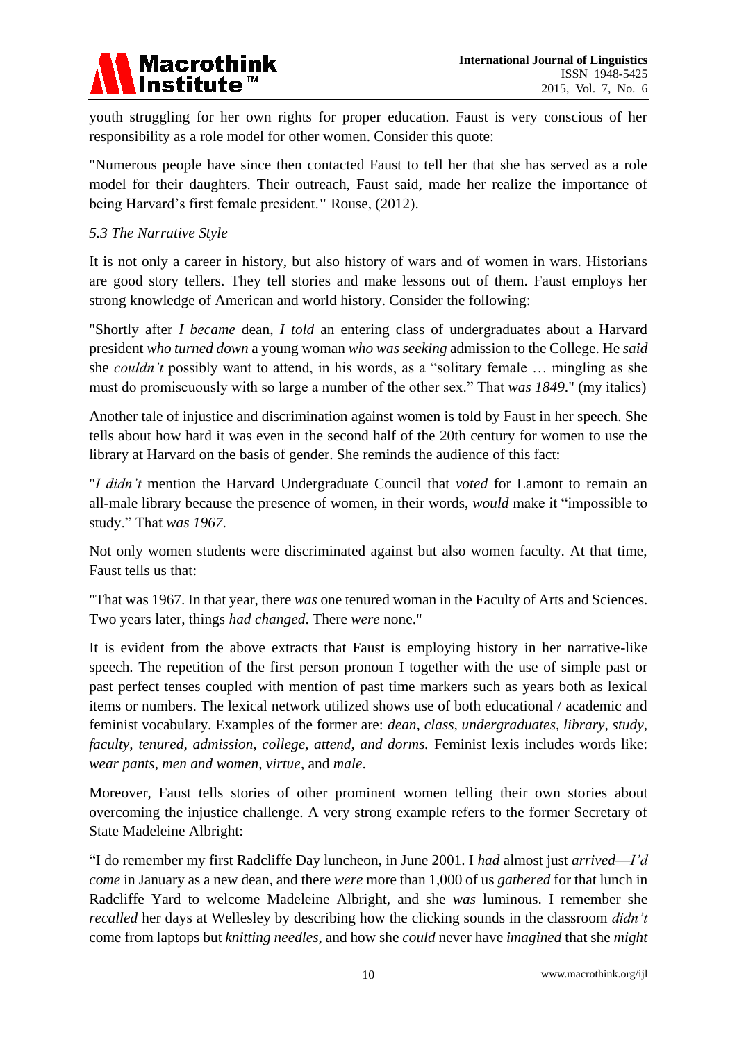youth struggling for her own rights for proper education. Faust is very conscious of her responsibility as a role model for other women. Consider this quote:

"Numerous people have since then contacted Faust to tell her that she has served as a role model for their daughters. Their outreach, Faust said, made her realize the importance of being Harvard's first female president." Rouse, (2012).

*5.3 The Narrative Style*

It is not only a career in history, but also history of wars and of women in wars. Historians are good story tellers. They tell stories and make lessons out of them. Faust employs her strong knowledge of American and world history. Consider the following:

"Shortly after *I became* dean, *I told* an entering class of undergraduates about a Harvard president *who turned down* a young woman *who was seeking* admission to the College. He *said* she *couldn't* possibly want to attend, in his words, as a "solitary female … mingling as she must do promiscuously with so large a number of the other sex." That *was 1849*." (my italics)

Another tale of injustice and discrimination against women is told by Faust in her speech. She tells about how hard it was even in the second half of the 20th century for women to use the library at Harvard on the basis of gender. She reminds the audience of this fact:

"*I didn't* mention the Harvard Undergraduate Council that *voted* for Lamont to remain an all-male library because the presence of women, in their words, *would* make it "impossible to study." That *was 1967*.

Not only women students were discriminated against but also women faculty. At that time, Faust tells us that:

"That was 1967. In that year, there *was* one tenured woman in the Faculty of Arts and Sciences. Two years later, things *had changed*. There *were* none."

It is evident from the above extracts that Faust is employing history in her narrative-like speech. The repetition of the first person pronoun I together with the use of simple past or past perfect tenses coupled with mention of past time markers such as years both as lexical items or numbers. The lexical network utilized shows use of both educational / academic and feminist vocabulary. Examples of the former are: *dean, class, undergraduates, library, study, faculty, tenured, admission, college, attend, and dorms.* Feminist lexis includes words like: *wear pants, men and women, virtue*, and *male*.

Moreover, Faust tells stories of other prominent women telling their own stories about overcoming the injustice challenge. A very strong example refers to the former Secretary of State Madeleine Albright:

"I do remember my first Radcliffe Day luncheon, in June 2001. I *had* almost just *arrived*—*I'd come* in January as a new dean, and there *were* more than 1,000 of us *gathered* for that lunch in Radcliffe Yard to welcome Madeleine Albright, and she *was* luminous. I remember she *recalled* her days at Wellesley by describing how the clicking sounds in the classroom *didn't* come from laptops but *knitting needles*, and how she *could* never have *imagined* that she *might*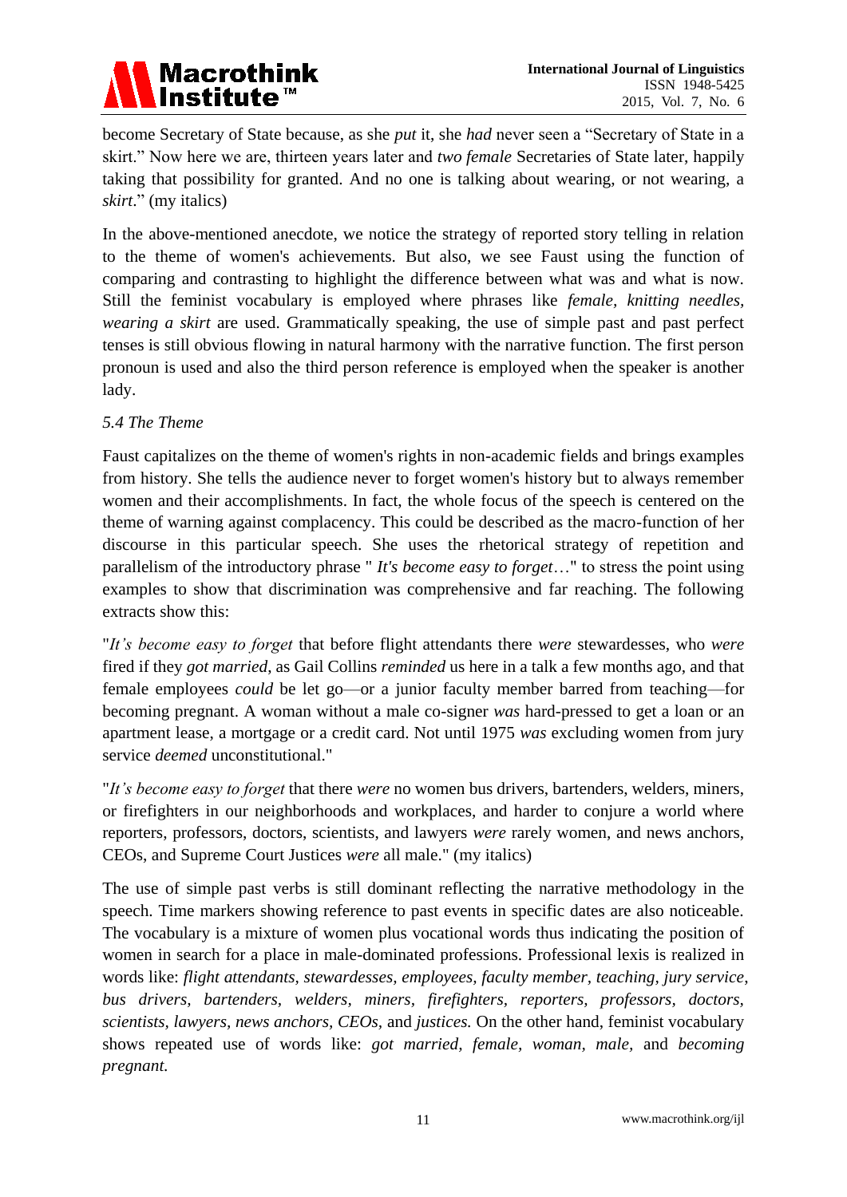become Secretary of State because, as she *put* it, she *had* never seen a "Secretary of State in a skirt." Now here we are, thirteen years later and *two female* Secretaries of State later, happily taking that possibility for granted. And no one is talking about wearing, or not wearing, a *skirt*." (my italics)

In the above-mentioned anecdote, we notice the strategy of reported story telling in relation to the theme of women's achievements. But also, we see Faust using the function of comparing and contrasting to highlight the difference between what was and what is now. Still the feminist vocabulary is employed where phrases like *female*, *knitting needles*, *wearing a skirt* are used. Grammatically speaking, the use of simple past and past perfect tenses is still obvious flowing in natural harmony with the narrative function. The first person pronoun is used and also the third person reference is employed when the speaker is another lady.

*5.4 The Theme*

Faust capitalizes on the theme of women's rights in non-academic fields and brings examples from history. She tells the audience never to forget women's history but to always remember women and their accomplishments. In fact, the whole focus of the speech is centered on the theme of warning against complacency. This could be described as the macro-function of her discourse in this particular speech. She uses the rhetorical strategy of repetition and parallelism of the introductory phrase " *It's become easy to forget*…" to stress the point using examples to show that discrimination was comprehensive and far reaching. The following extracts show this:

"*It's become easy to forget* that before flight attendants there *were* stewardesses, who *were* fired if they *got married*, as Gail Collins *reminded* us here in a talk a few months ago, and that female employees *could* be let go—or a junior faculty member barred from teaching—for becoming pregnant. A woman without a male co-signer *was* hard-pressed to get a loan or an apartment lease, a mortgage or a credit card. Not until 1975 *was* excluding women from jury service *deemed* unconstitutional."

"*It's become easy to forget* that there *were* no women bus drivers, bartenders, welders, miners, or firefighters in our neighborhoods and workplaces, and harder to conjure a world where reporters, professors, doctors, scientists, and lawyers *were* rarely women, and news anchors, CEOs, and Supreme Court Justices *were* all male." (my italics)

The use of simple past verbs is still dominant reflecting the narrative methodology in the speech. Time markers showing reference to past events in specific dates are also noticeable. The vocabulary is a mixture of women plus vocational words thus indicating the position of women in search for a place in male-dominated professions. Professional lexis is realized in words like: *flight attendants, stewardesses, employees, faculty member, teaching, jury service, bus drivers, bartenders, welders, miners, firefighters, reporters, professors, doctors, scientists, lawyers, news anchors, CEOs,* and *justices.* On the other hand, feminist vocabulary shows repeated use of words like: *got married, female, woman, male,* and *becoming pregnant.*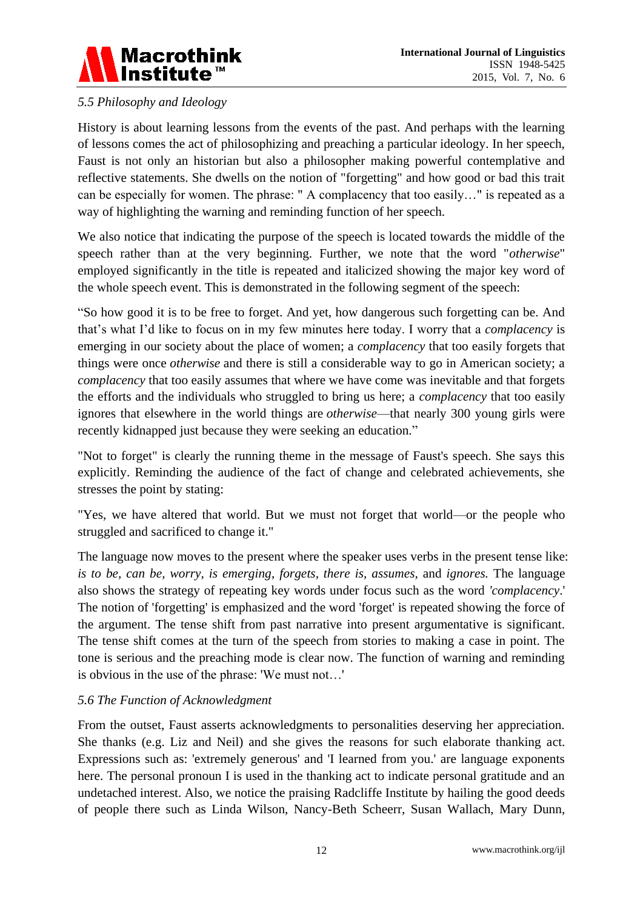*5.5 Philosophy and Ideology*

History is about learning lessons from the events of the past. And perhaps with the learning of lessons comes the act of philosophizing and preaching a particular ideology. In her speech, Faust is not only an historian but also a philosopher making powerful contemplative and reflective statements. She dwells on the notion of "forgetting" and how good or bad this trait can be especially for women. The phrase: " A complacency that too easily…" is repeated as a way of highlighting the warning and reminding function of her speech.

We also notice that indicating the purpose of the speech is located towards the middle of the speech rather than at the very beginning. Further, we note that the word "*otherwise*" employed significantly in the title is repeated and italicized showing the major key word of the whole speech event. This is demonstrated in the following segment of the speech:

"So how good it is to be free to forget. And yet, how dangerous such forgetting can be. And that's what I'd like to focus on in my few minutes here today. I worry that a *complacency* is emerging in our society about the place of women; a *complacency* that too easily forgets that things were once *otherwise* and there is still a considerable way to go in American society; a *complacency* that too easily assumes that where we have come was inevitable and that forgets the efforts and the individuals who struggled to bring us here; a *complacency* that too easily ignores that elsewhere in the world things are *otherwise*—that nearly 300 young girls were recently kidnapped just because they were seeking an education."

"Not to forget" is clearly the running theme in the message of Faust's speech. She says this explicitly. Reminding the audience of the fact of change and celebrated achievements, she stresses the point by stating:

"Yes, we have altered that world. But we must not forget that world—or the people who struggled and sacrificed to change it."

The language now moves to the present where the speaker uses verbs in the present tense like: *is to be, can be, worry, is emerging, forgets, there is, assumes,* and *ignores.* The language also shows the strategy of repeating key words under focus such as the word *'complacency*.' The notion of 'forgetting' is emphasized and the word 'forget' is repeated showing the force of the argument. The tense shift from past narrative into present argumentative is significant. The tense shift comes at the turn of the speech from stories to making a case in point. The tone is serious and the preaching mode is clear now. The function of warning and reminding is obvious in the use of the phrase: 'We must not…'

*5.6 The Function of Acknowledgment*

From the outset, Faust asserts acknowledgments to personalities deserving her appreciation. She thanks (e.g. Liz and Neil) and she gives the reasons for such elaborate thanking act. Expressions such as: 'extremely generous' and 'I learned from you.' are language exponents here. The personal pronoun I is used in the thanking act to indicate personal gratitude and an undetached interest. Also, we notice the praising Radcliffe Institute by hailing the good deeds of people there such as Linda Wilson, Nancy-Beth Scheerr, Susan Wallach, Mary Dunn,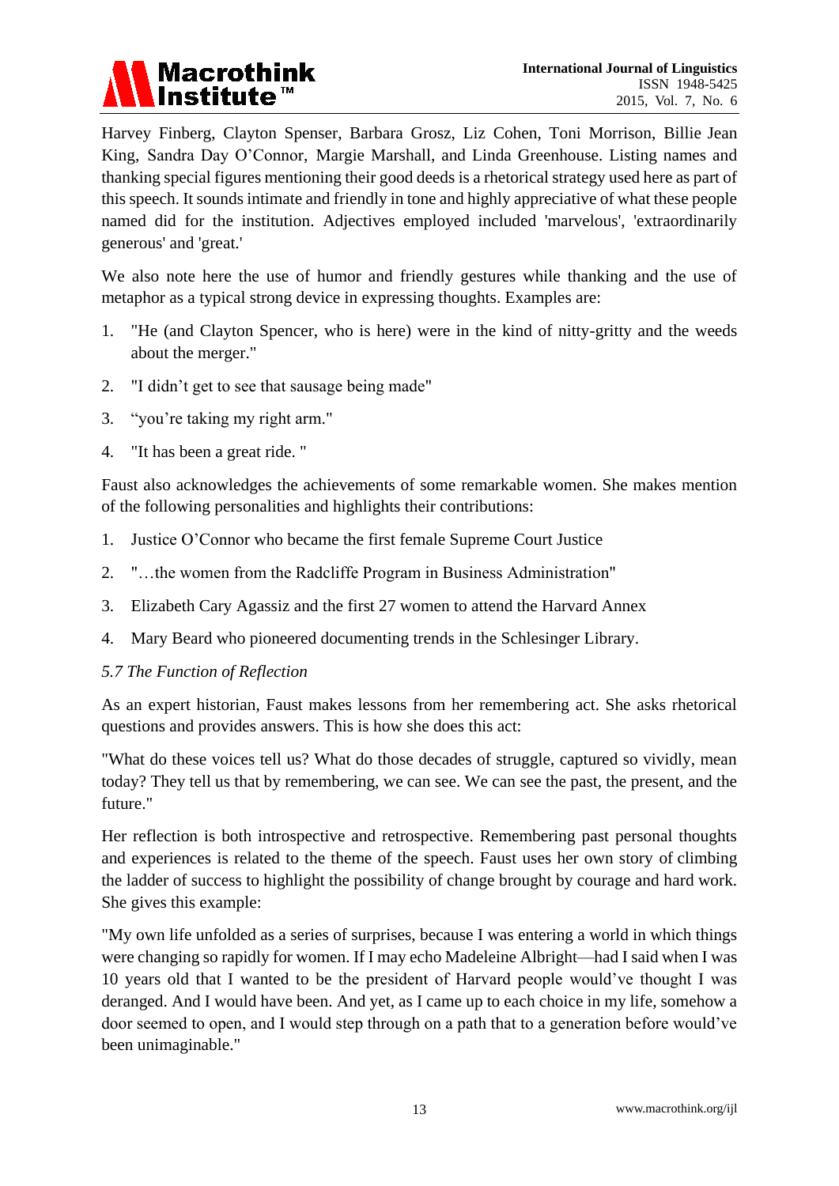Harvey Finberg, Clayton Spenser, Barbara Grosz, Liz Cohen, Toni Morrison, Billie Jean King, Sandra Day O'Connor, Margie Marshall, and Linda Greenhouse. Listing names and thanking special figures mentioning their good deeds is a rhetorical strategy used here as part of this speech. It sounds intimate and friendly in tone and highly appreciative of what these people named did for the institution. Adjectives employed included 'marvelous', 'extraordinarily generous' and 'great.'

We also note here the use of humor and friendly gestures while thanking and the use of metaphor as a typical strong device in expressing thoughts. Examples are:

1. "He (and Clayton Spencer, who is here) were in the kind of nitty-gritty and the weeds about the merger."
2. "I didn't get to see that sausage being made"
3. "you're taking my right arm."
4. "It has been a great ride. "

Faust also acknowledges the achievements of some remarkable women. She makes mention of the following personalities and highlights their contributions:

1. Justice O'Connor who became the first female Supreme Court Justice
2. "…the women from the Radcliffe Program in Business Administration"
3. Elizabeth Cary Agassiz and the first 27 women to attend the Harvard Annex
4. Mary Beard who pioneered documenting trends in the Schlesinger Library.

*5.7 The Function of Reflection*

As an expert historian, Faust makes lessons from her remembering act. She asks rhetorical questions and provides answers. This is how she does this act:

"What do these voices tell us? What do those decades of struggle, captured so vividly, mean today? They tell us that by remembering, we can see. We can see the past, the present, and the future."

Her reflection is both introspective and retrospective. Remembering past personal thoughts and experiences is related to the theme of the speech. Faust uses her own story of climbing the ladder of success to highlight the possibility of change brought by courage and hard work. She gives this example:

"My own life unfolded as a series of surprises, because I was entering a world in which things were changing so rapidly for women. If I may echo Madeleine Albright—had I said when I was 10 years old that I wanted to be the president of Harvard people would've thought I was deranged. And I would have been. And yet, as I came up to each choice in my life, somehow a door seemed to open, and I would step through on a path that to a generation before would've been unimaginable."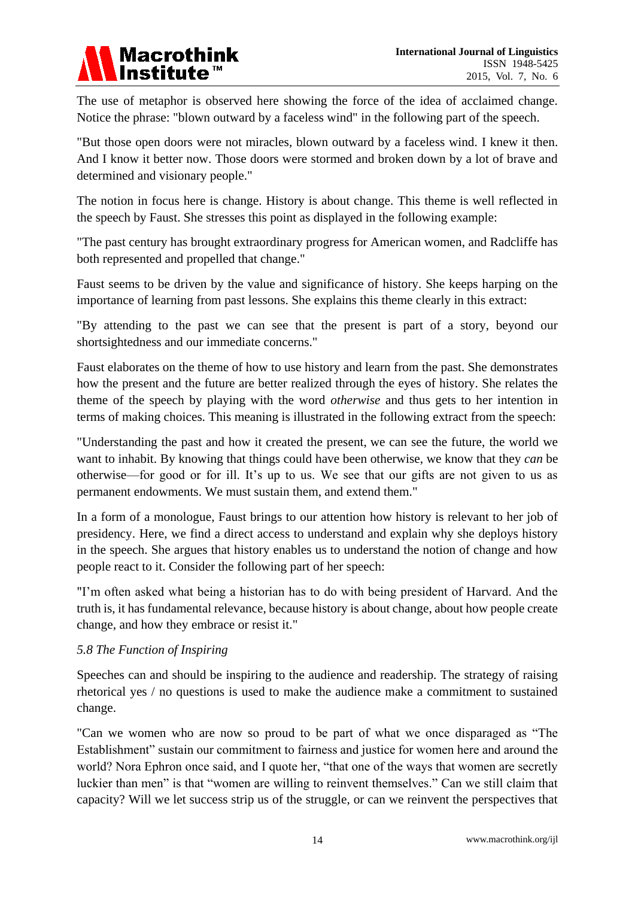The use of metaphor is observed here showing the force of the idea of acclaimed change. Notice the phrase: "blown outward by a faceless wind" in the following part of the speech.

"But those open doors were not miracles, blown outward by a faceless wind. I knew it then. And I know it better now. Those doors were stormed and broken down by a lot of brave and determined and visionary people."

The notion in focus here is change. History is about change. This theme is well reflected in the speech by Faust. She stresses this point as displayed in the following example:

"The past century has brought extraordinary progress for American women, and Radcliffe has both represented and propelled that change."

Faust seems to be driven by the value and significance of history. She keeps harping on the importance of learning from past lessons. She explains this theme clearly in this extract:

"By attending to the past we can see that the present is part of a story, beyond our shortsightedness and our immediate concerns."

Faust elaborates on the theme of how to use history and learn from the past. She demonstrates how the present and the future are better realized through the eyes of history. She relates the theme of the speech by playing with the word *otherwise* and thus gets to her intention in terms of making choices. This meaning is illustrated in the following extract from the speech:

"Understanding the past and how it created the present, we can see the future, the world we want to inhabit. By knowing that things could have been otherwise, we know that they *can* be otherwise—for good or for ill. It's up to us. We see that our gifts are not given to us as permanent endowments. We must sustain them, and extend them."

In a form of a monologue, Faust brings to our attention how history is relevant to her job of presidency. Here, we find a direct access to understand and explain why she deploys history in the speech. She argues that history enables us to understand the notion of change and how people react to it. Consider the following part of her speech:

"I'm often asked what being a historian has to do with being president of Harvard. And the truth is, it has fundamental relevance, because history is about change, about how people create change, and how they embrace or resist it."

### *5.8 The Function of Inspiring*

Speeches can and should be inspiring to the audience and readership. The strategy of raising rhetorical yes / no questions is used to make the audience make a commitment to sustained change.

"Can we women who are now so proud to be part of what we once disparaged as "The Establishment" sustain our commitment to fairness and justice for women here and around the world? Nora Ephron once said, and I quote her, "that one of the ways that women are secretly luckier than men" is that "women are willing to reinvent themselves." Can we still claim that capacity? Will we let success strip us of the struggle, or can we reinvent the perspectives that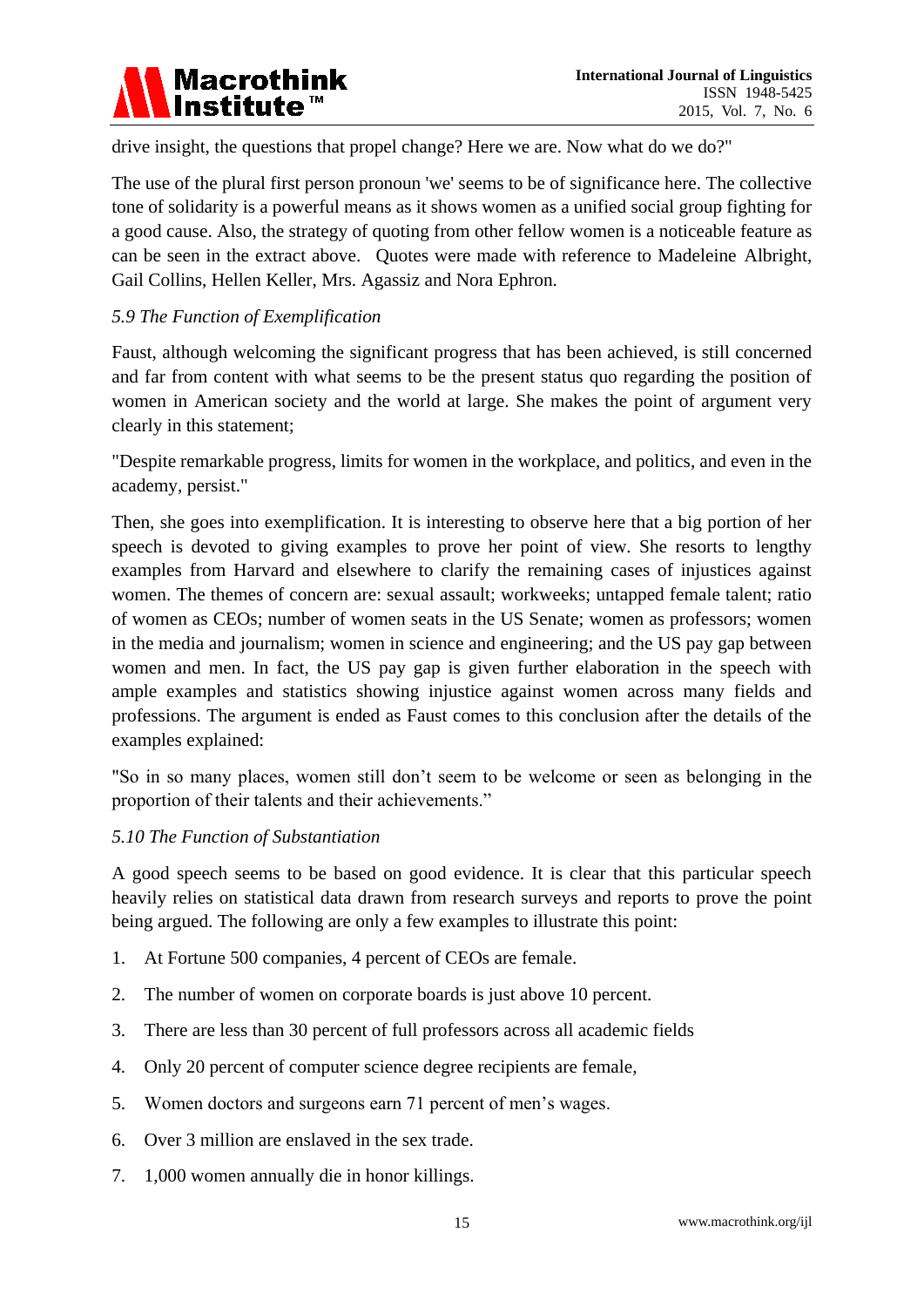drive insight, the questions that propel change? Here we are. Now what do we do?"

The use of the plural first person pronoun 'we' seems to be of significance here. The collective tone of solidarity is a powerful means as it shows women as a unified social group fighting for a good cause. Also, the strategy of quoting from other fellow women is a noticeable feature as can be seen in the extract above. Quotes were made with reference to Madeleine Albright, Gail Collins, Hellen Keller, Mrs. Agassiz and Nora Ephron.

### *5.9 The Function of Exemplification*

Faust, although welcoming the significant progress that has been achieved, is still concerned and far from content with what seems to be the present status quo regarding the position of women in American society and the world at large. She makes the point of argument very clearly in this statement;

"Despite remarkable progress, limits for women in the workplace, and politics, and even in the academy, persist."

Then, she goes into exemplification. It is interesting to observe here that a big portion of her speech is devoted to giving examples to prove her point of view. She resorts to lengthy examples from Harvard and elsewhere to clarify the remaining cases of injustices against women. The themes of concern are: sexual assault; workweeks; untapped female talent; ratio of women as CEOs; number of women seats in the US Senate; women as professors; women in the media and journalism; women in science and engineering; and the US pay gap between women and men. In fact, the US pay gap is given further elaboration in the speech with ample examples and statistics showing injustice against women across many fields and professions. The argument is ended as Faust comes to this conclusion after the details of the examples explained:

"So in so many places, women still don't seem to be welcome or seen as belonging in the proportion of their talents and their achievements."

### *5.10 The Function of Substantiation*

A good speech seems to be based on good evidence. It is clear that this particular speech heavily relies on statistical data drawn from research surveys and reports to prove the point being argued. The following are only a few examples to illustrate this point:

1. At Fortune 500 companies, 4 percent of CEOs are female.
2. The number of women on corporate boards is just above 10 percent.
3. There are less than 30 percent of full professors across all academic fields
4. Only 20 percent of computer science degree recipients are female,
5. Women doctors and surgeons earn 71 percent of men's wages.
6. Over 3 million are enslaved in the sex trade.
7. 1,000 women annually die in honor killings.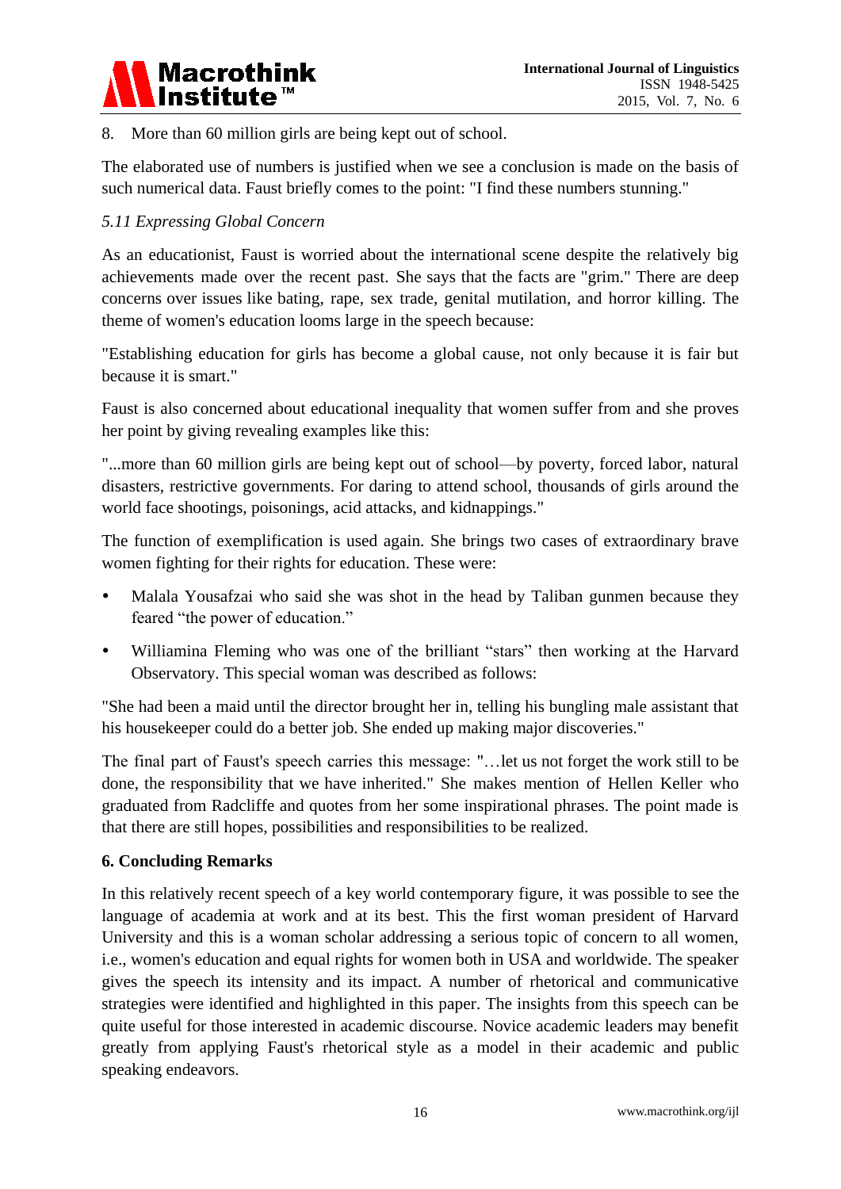8. More than 60 million girls are being kept out of school.

The elaborated use of numbers is justified when we see a conclusion is made on the basis of such numerical data. Faust briefly comes to the point: "I find these numbers stunning."

### *5.11 Expressing Global Concern*

As an educationist, Faust is worried about the international scene despite the relatively big achievements made over the recent past. She says that the facts are "grim." There are deep concerns over issues like bating, rape, sex trade, genital mutilation, and horror killing. The theme of women's education looms large in the speech because:

"Establishing education for girls has become a global cause, not only because it is fair but because it is smart."

Faust is also concerned about educational inequality that women suffer from and she proves her point by giving revealing examples like this:

"...more than 60 million girls are being kept out of school—by poverty, forced labor, natural disasters, restrictive governments. For daring to attend school, thousands of girls around the world face shootings, poisonings, acid attacks, and kidnappings."

The function of exemplification is used again. She brings two cases of extraordinary brave women fighting for their rights for education. These were:

- Malala Yousafzai who said she was shot in the head by Taliban gunmen because they feared "the power of education."
- Williamina Fleming who was one of the brilliant "stars" then working at the Harvard Observatory. This special woman was described as follows:

"She had been a maid until the director brought her in, telling his bungling male assistant that his housekeeper could do a better job. She ended up making major discoveries."

The final part of Faust's speech carries this message: "…let us not forget the work still to be done, the responsibility that we have inherited." She makes mention of Hellen Keller who graduated from Radcliffe and quotes from her some inspirational phrases. The point made is that there are still hopes, possibilities and responsibilities to be realized.

## **6. Concluding Remarks**

In this relatively recent speech of a key world contemporary figure, it was possible to see the language of academia at work and at its best. This the first woman president of Harvard University and this is a woman scholar addressing a serious topic of concern to all women, i.e., women's education and equal rights for women both in USA and worldwide. The speaker gives the speech its intensity and its impact. A number of rhetorical and communicative strategies were identified and highlighted in this paper. The insights from this speech can be quite useful for those interested in academic discourse. Novice academic leaders may benefit greatly from applying Faust's rhetorical style as a model in their academic and public speaking endeavors.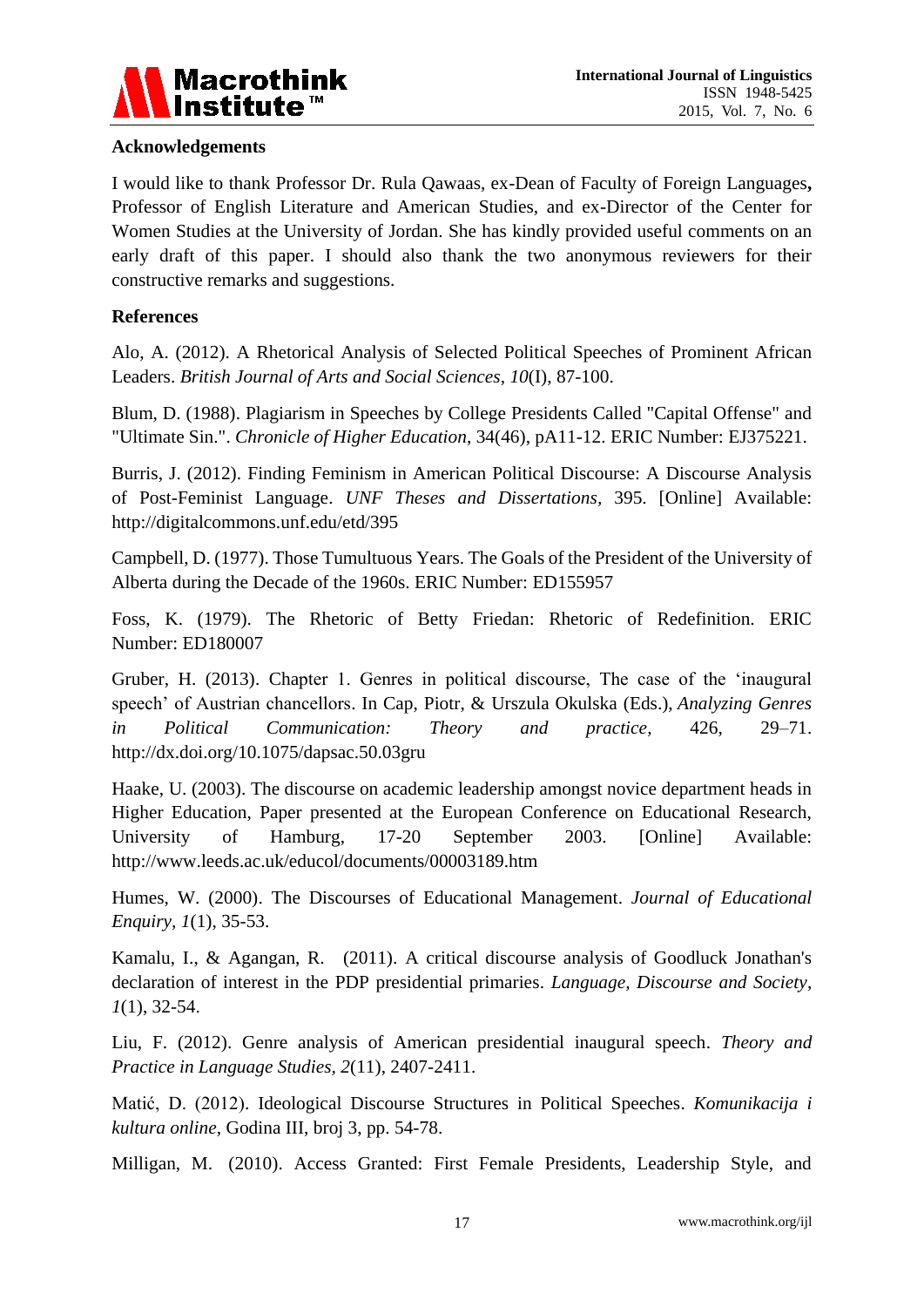### Acknowledgements

I would like to thank Professor Dr. Rula Qawaas, ex-Dean of Faculty of Foreign Languages**,** Professor of English Literature and American Studies, and ex-Director of the Center for Women Studies at the University of Jordan. She has kindly provided useful comments on an early draft of this paper. I should also thank the two anonymous reviewers for their constructive remarks and suggestions.

### References

Alo, A. (2012). A Rhetorical Analysis of Selected Political Speeches of Prominent African Leaders. *British Journal of Arts and Social Sciences*, *10*(I), 87-100.

Blum, D. (1988). Plagiarism in Speeches by College Presidents Called "Capital Offense" and "Ultimate Sin.". *Chronicle of Higher Education*, 34(46), pA11-12. ERIC Number: EJ375221.

Burris, J. (2012). Finding Feminism in American Political Discourse: A Discourse Analysis of Post-Feminist Language. *UNF Theses and Dissertations*, 395. [Online] Available: http://digitalcommons.unf.edu/etd/395

Campbell, D. (1977). Those Tumultuous Years. The Goals of the President of the University of Alberta during the Decade of the 1960s. ERIC Number: ED155957

Foss, K. (1979). The Rhetoric of Betty Friedan: Rhetoric of Redefinition. ERIC Number: ED180007

Gruber, H. (2013). Chapter 1. Genres in political discourse, The case of the 'inaugural speech' of Austrian chancellors. In Cap, Piotr, & Urszula Okulska (Eds.), *Analyzing Genres in Political Communication: Theory and practice,* 426, 29–71. http://dx.doi.org/10.1075/dapsac.50.03gru

Haake, U. (2003). The discourse on academic leadership amongst novice department heads in Higher Education, Paper presented at the European Conference on Educational Research, University of Hamburg, 17-20 September 2003. [Online] Available: http://www.leeds.ac.uk/educol/documents/00003189.htm

Humes, W. (2000). The Discourses of Educational Management. *Journal of Educational Enquiry, 1*(1), 35-53.

Kamalu, I., & Agangan, R. (2011). A critical discourse analysis of Goodluck Jonathan's declaration of interest in the PDP presidential primaries. *Language, Discourse and Society*, *1*(1), 32-54.

Liu, F. (2012). Genre analysis of American presidential inaugural speech. *Theory and Practice in Language Studies*, *2*(11), 2407-2411.

Matić, D. (2012). Ideological Discourse Structures in Political Speeches. *Komunikacija i kultura online,* Godina III, broj 3, pp. 54-78.

Milligan, M. (2010). Access Granted: First Female Presidents, Leadership Style, and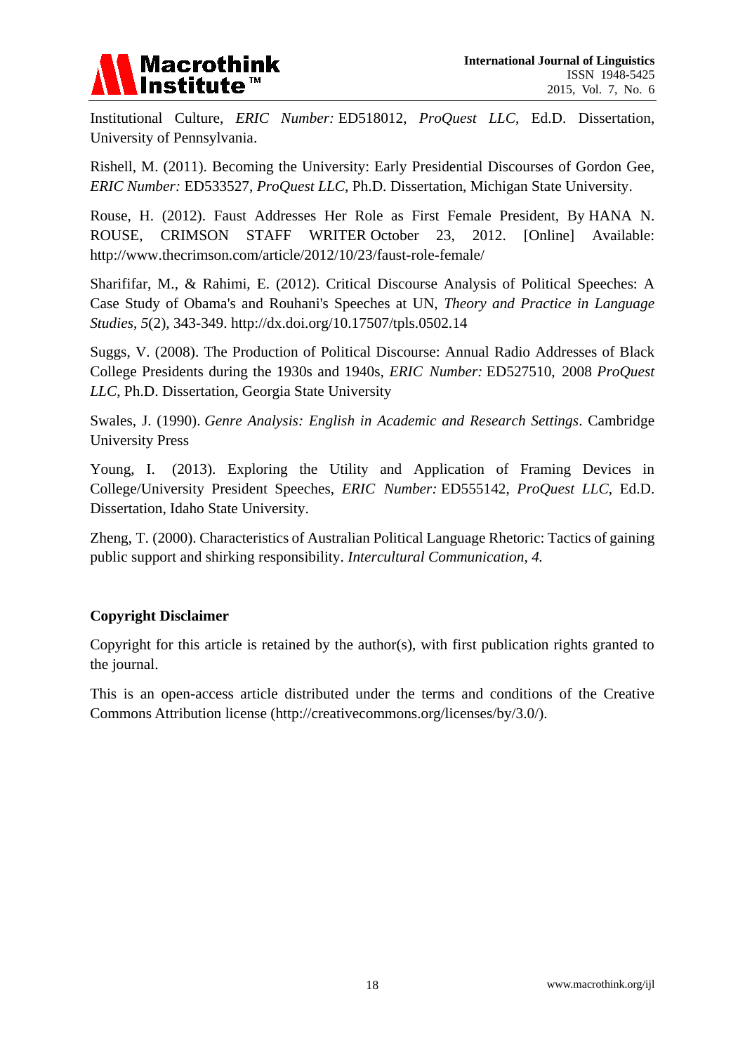Institutional Culture, *ERIC Number:* ED518012, *ProQuest LLC*, Ed.D. Dissertation, University of Pennsylvania.

Rishell, M. (2011). Becoming the University: Early Presidential Discourses of Gordon Gee, *ERIC Number:* ED533527, *ProQuest LLC*, Ph.D. Dissertation, Michigan State University.

Rouse, H. (2012). Faust Addresses Her Role as First Female President, By HANA N. ROUSE, CRIMSON STAFF WRITER October 23, 2012. [Online] Available: http://www.thecrimson.com/article/2012/10/23/faust-role-female/

Sharififar, M., & Rahimi, E. (2012). Critical Discourse Analysis of Political Speeches: A Case Study of Obama's and Rouhani's Speeches at UN, *Theory and Practice in Language Studies*, *5*(2), 343-349. http://dx.doi.org/10.17507/tpls.0502.14

Suggs, V. (2008). The Production of Political Discourse: Annual Radio Addresses of Black College Presidents during the 1930s and 1940s, *ERIC Number:* ED527510, 2008 *ProQuest LLC*, Ph.D. Dissertation, Georgia State University

Swales, J. (1990). *Genre Analysis: English in Academic and Research Settings*. Cambridge University Press

Young, I. (2013). Exploring the Utility and Application of Framing Devices in College/University President Speeches, *ERIC Number:* ED555142, *ProQuest LLC*, Ed.D. Dissertation, Idaho State University.

Zheng, T. (2000). Characteristics of Australian Political Language Rhetoric: Tactics of gaining public support and shirking responsibility. *Intercultural Communication, 4.*

## Copyright Disclaimer

Copyright for this article is retained by the author(s), with first publication rights granted to the journal.

This is an open-access article distributed under the terms and conditions of the Creative Commons Attribution license (http://creativecommons.org/licenses/by/3.0/).